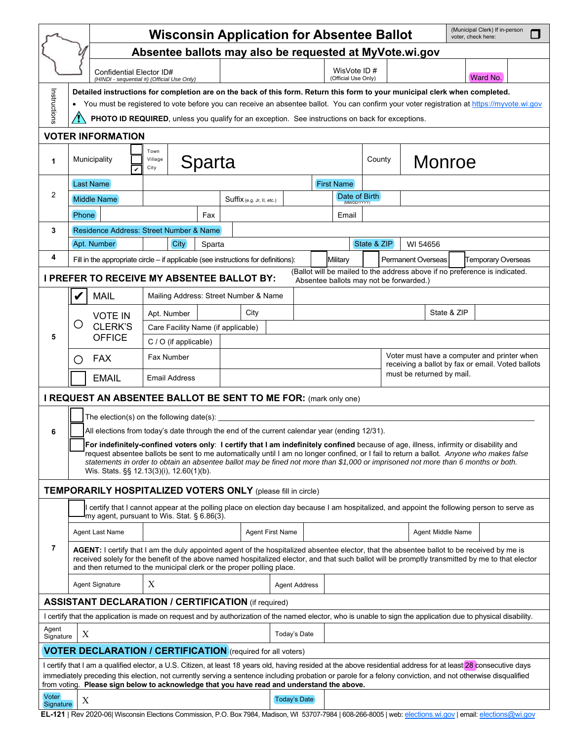# Wisconsin Application for Absentee Ballot

(Municipal Clerk) If in-person voter, check here: ☐

## Absentee ballots may also be requested at MyVote.wi.gov

| Confidential Elector ID# (HINDI - sequential #) (Official Use Only) | | WisVote ID # (Official Use Only) | | Ward No. | |
|---|---|---|---|---|---|

**Instructions**

**Detailed instructions for completion are on the back of this form. Return this form to your municipal clerk when completed.**

- You must be registered to vote before you can receive an absentee ballot. You can confirm your voter registration at https://myvote.wi.gov

⚠ **PHOTO ID REQUIRED**, unless you qualify for an exception. See instructions on back for exceptions.

## VOTER INFORMATION

**1** Municipality ☐ Town ☐ Village ☑ City — Sparta | County — Monroe

**2**

| Last Name | | First Name | |
|---|---|---|---|
| Middle Name | Suffix (e.g. Jr, II, etc.) | Date of Birth (MM/DD/YYYY) | |
| Phone | Fax | Email | |

**3**

| Residence Address: Street Number & Name | | | |
|---|---|---|---|
| Apt. Number | City: Sparta | State & ZIP | WI 54656 |

**4** Fill in the appropriate circle – if applicable (see instructions for definitions): ☐ Military ☐ Permanent Overseas ☐ Temporary Overseas

## I PREFER TO RECEIVE MY ABSENTEE BALLOT BY:

(Ballot will be mailed to the address above if no preference is indicated. Absentee ballots may not be forwarded.)

**5**

| | | | | |
|---|---|---|---|---|
| ☑ MAIL | Mailing Address: Street Number & Name | | | |
| ○ VOTE IN CLERK'S OFFICE | Apt. Number | City | State & ZIP | |
| | Care Facility Name (if applicable) | | | |
| | C / O (if applicable) | | | |
| ○ FAX | Fax Number | | Voter must have a computer and printer when receiving a ballot by fax or email. Voted ballots must be returned by mail. | |
| ☐ EMAIL | Email Address | | | |

## I REQUEST AN ABSENTEE BALLOT BE SENT TO ME FOR: (mark only one)

**6**

☐ The election(s) on the following date(s): ______________________

☐ All elections from today's date through the end of the current calendar year (ending 12/31).

☐ **For indefinitely-confined voters only**: **I certify that I am indefinitely confined** because of age, illness, infirmity or disability and request absentee ballots be sent to me automatically until I am no longer confined, or I fail to return a ballot. *Anyone who makes false statements in order to obtain an absentee ballot may be fined not more than $1,000 or imprisoned not more than 6 months or both.* Wis. Stats. §§ 12.13(3)(i), 12.60(1)(b).

## TEMPORARILY HOSPITALIZED VOTERS ONLY (please fill in circle)

**7**

☐ I certify that I cannot appear at the polling place on election day because I am hospitalized, and appoint the following person to serve as my agent, pursuant to Wis. Stat. § 6.86(3).

| Agent Last Name | | Agent First Name | | Agent Middle Name | |
|---|---|---|---|---|---|

**AGENT:** I certify that I am the duly appointed agent of the hospitalized absentee elector, that the absentee ballot to be received by me is received solely for the benefit of the above named hospitalized elector, and that such ballot will be promptly transmitted by me to that elector and then returned to the municipal clerk or the proper polling place.

| Agent Signature | X | Agent Address | |
|---|---|---|---|

## ASSISTANT DECLARATION / CERTIFICATION (if required)

I certify that the application is made on request and by authorization of the named elector, who is unable to sign the application due to physical disability.

| Agent Signature | X | Today's Date | |
|---|---|---|---|

## VOTER DECLARATION / CERTIFICATION (required for all voters)

I certify that I am a qualified elector, a U.S. Citizen, at least 18 years old, having resided at the above residential address for at least 28 consecutive days immediately preceding this election, not currently serving a sentence including probation or parole for a felony conviction, and not otherwise disqualified from voting. **Please sign below to acknowledge that you have read and understand the above.**

| Voter Signature | X | Today's Date | |
|---|---|---|---|

**EL-121** | Rev 2020-06| Wisconsin Elections Commission, P.O. Box 7984, Madison, WI 53707-7984 | 608-266-8005 | web: elections.wi.gov | email: elections@wi.gov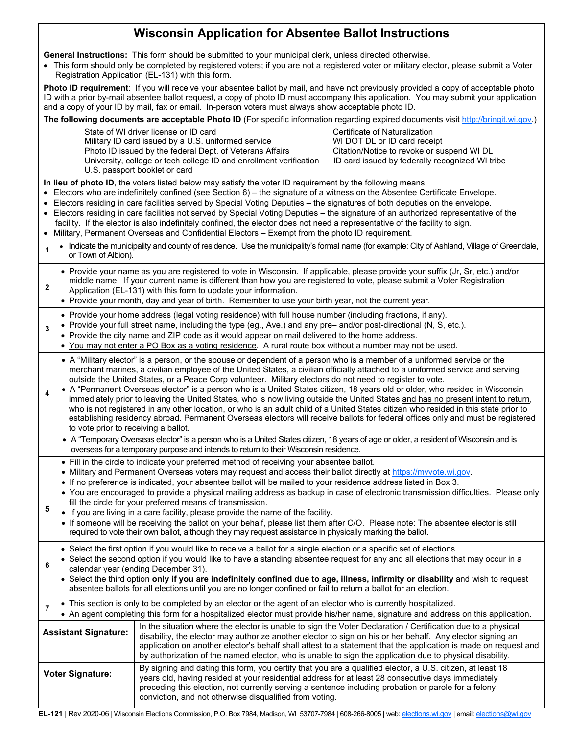# Wisconsin Application for Absentee Ballot Instructions

**General Instructions:** This form should be submitted to your municipal clerk, unless directed otherwise.

- This form should only be completed by registered voters; if you are not a registered voter or military elector, please submit a Voter Registration Application (EL-131) with this form.

**Photo ID requirement**: If you will receive your absentee ballot by mail, and have not previously provided a copy of acceptable photo ID with a prior by-mail absentee ballot request, a copy of photo ID must accompany this application. You may submit your application and a copy of your ID by mail, fax or email. In-person voters must always show acceptable photo ID.

**The following documents are acceptable Photo ID** (For specific information regarding expired documents visit http://bringit.wi.gov.)

- State of WI driver license or ID card
- Military ID card issued by a U.S. uniformed service
- Photo ID issued by the federal Dept. of Veterans Affairs
- University, college or tech college ID and enrollment verification
- U.S. passport booklet or card
- Certificate of Naturalization
- WI DOT DL or ID card receipt
- Citation/Notice to revoke or suspend WI DL
- ID card issued by federally recognized WI tribe

**In lieu of photo ID**, the voters listed below may satisfy the voter ID requirement by the following means:

- Electors who are indefinitely confined (see Section 6) – the signature of a witness on the Absentee Certificate Envelope.
- Electors residing in care facilities served by Special Voting Deputies – the signatures of both deputies on the envelope.
- Electors residing in care facilities not served by Special Voting Deputies – the signature of an authorized representative of the facility. If the elector is also indefinitely confined, the elector does not need a representative of the facility to sign.
- Military, Permanent Overseas and Confidential Electors – Exempt from the photo ID requirement.

**1**

- Indicate the municipality and county of residence. Use the municipality's formal name (for example: City of Ashland, Village of Greendale, or Town of Albion).

**2**

- Provide your name as you are registered to vote in Wisconsin. If applicable, please provide your suffix (Jr, Sr, etc.) and/or middle name. If your current name is different than how you are registered to vote, please submit a Voter Registration Application (EL-131) with this form to update your information.
- Provide your month, day and year of birth. Remember to use your birth year, not the current year.

**3**

- Provide your home address (legal voting residence) with full house number (including fractions, if any).
- Provide your full street name, including the type (eg., Ave.) and any pre– and/or post-directional (N, S, etc.).
- Provide the city name and ZIP code as it would appear on mail delivered to the home address.
- You may not enter a PO Box as a voting residence. A rural route box without a number may not be used.

**4**

- A "Military elector" is a person, or the spouse or dependent of a person who is a member of a uniformed service or the merchant marines, a civilian employee of the United States, a civilian officially attached to a uniformed service and serving outside the United States, or a Peace Corp volunteer. Military electors do not need to register to vote.
- A "Permanent Overseas elector" is a person who is a United States citizen, 18 years old or older, who resided in Wisconsin immediately prior to leaving the United States, who is now living outside the United States and has no present intent to return, who is not registered in any other location, or who is an adult child of a United States citizen who resided in this state prior to establishing residency abroad. Permanent Overseas electors will receive ballots for federal offices only and must be registered to vote prior to receiving a ballot.
- A "Temporary Overseas elector" is a person who is a United States citizen, 18 years of age or older, a resident of Wisconsin and is overseas for a temporary purpose and intends to return to their Wisconsin residence.

**5**

- Fill in the circle to indicate your preferred method of receiving your absentee ballot.
- Military and Permanent Overseas voters may request and access their ballot directly at https://myvote.wi.gov.
- If no preference is indicated, your absentee ballot will be mailed to your residence address listed in Box 3.
- You are encouraged to provide a physical mailing address as backup in case of electronic transmission difficulties. Please only fill the circle for your preferred means of transmission.
- If you are living in a care facility, please provide the name of the facility.
- If someone will be receiving the ballot on your behalf, please list them after C/O. Please note: The absentee elector is still required to vote their own ballot, although they may request assistance in physically marking the ballot.

**6**

- Select the first option if you would like to receive a ballot for a single election or a specific set of elections.
- Select the second option if you would like to have a standing absentee request for any and all elections that may occur in a calendar year (ending December 31).
- Select the third option **only if you are indefinitely confined due to age, illness, infirmity or disability** and wish to request absentee ballots for all elections until you are no longer confined or fail to return a ballot for an election.

**7**

- This section is only to be completed by an elector or the agent of an elector who is currently hospitalized.
- An agent completing this form for a hospitalized elector must provide his/her name, signature and address on this application.

**Assistant Signature:** In the situation where the elector is unable to sign the Voter Declaration / Certification due to a physical disability, the elector may authorize another elector to sign on his or her behalf. Any elector signing an application on another elector's behalf shall attest to a statement that the application is made on request and by authorization of the named elector, who is unable to sign the application due to physical disability.

**Voter Signature:** By signing and dating this form, you certify that you are a qualified elector, a U.S. citizen, at least 18 years old, having resided at your residential address for at least 28 consecutive days immediately preceding this election, not currently serving a sentence including probation or parole for a felony conviction, and not otherwise disqualified from voting.

**EL-121** | Rev 2020-06 | Wisconsin Elections Commission, P.O. Box 7984, Madison, WI 53707-7984 | 608-266-8005 | web: elections.wi.gov | email: elections@wi.gov